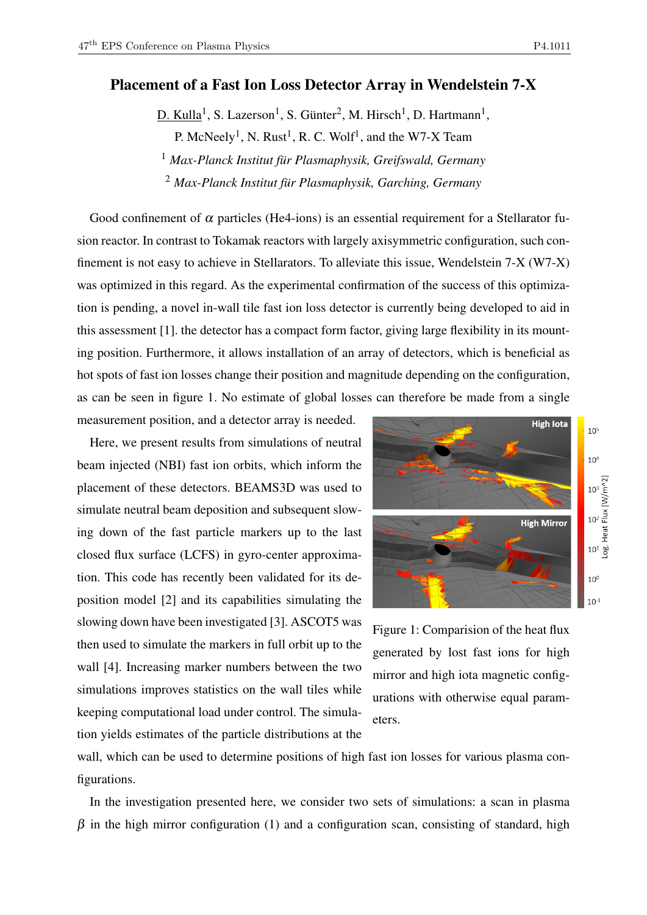# Placement of a Fast Ion Loss Detector Array in Wendelstein 7-X

D. Kulla[1], S. Lazerson[1], S. Günter[2], M. Hirsch[1], D. Hartmann[1], P. McNeely[1], N. Rust[1], R. C. Wolf[1], and the W7-X Team

[1] *Max-Planck Institut für Plasmaphysik, Greifswald, Germany*

[2] *Max-Planck Institut für Plasmaphysik, Garching, Germany*

Good confinement of $\alpha$ particles (He4-ions) is an essential requirement for a Stellarator fusion reactor. In contrast to Tokamak reactors with largely axisymmetric configuration, such confinement is not easy to achieve in Stellarators. To alleviate this issue, Wendelstein 7-X (W7-X) was optimized in this regard. As the experimental confirmation of the success of this optimization is pending, a novel in-wall tile fast ion loss detector is currently being developed to aid in this assessment [1]. the detector has a compact form factor, giving large flexibility in its mounting position. Furthermore, it allows installation of an array of detectors, which is beneficial as hot spots of fast ion losses change their position and magnitude depending on the configuration, as can be seen in figure 1. No estimate of global losses can therefore be made from a single measurement position, and a detector array is needed.

Here, we present results from simulations of neutral beam injected (NBI) fast ion orbits, which inform the placement of these detectors. BEAMS3D was used to simulate neutral beam deposition and subsequent slowing down of the fast particle markers up to the last closed flux surface (LCFS) in gyro-center approximation. This code has recently been validated for its deposition model [2] and its capabilities simulating the slowing down have been investigated [3]. ASCOT5 was then used to simulate the markers in full orbit up to the wall [4]. Increasing marker numbers between the two simulations improves statistics on the wall tiles while keeping computational load under control. The simulation yields estimates of the particle distributions at the wall, which can be used to determine positions of high fast ion losses for various plasma configurations.

Figure 1: Comparision of the heat flux generated by lost fast ions for high mirror and high iota magnetic configurations with otherwise equal parameters.

In the investigation presented here, we consider two sets of simulations: a scan in plasma $\beta$ in the high mirror configuration (1) and a configuration scan, consisting of standard, high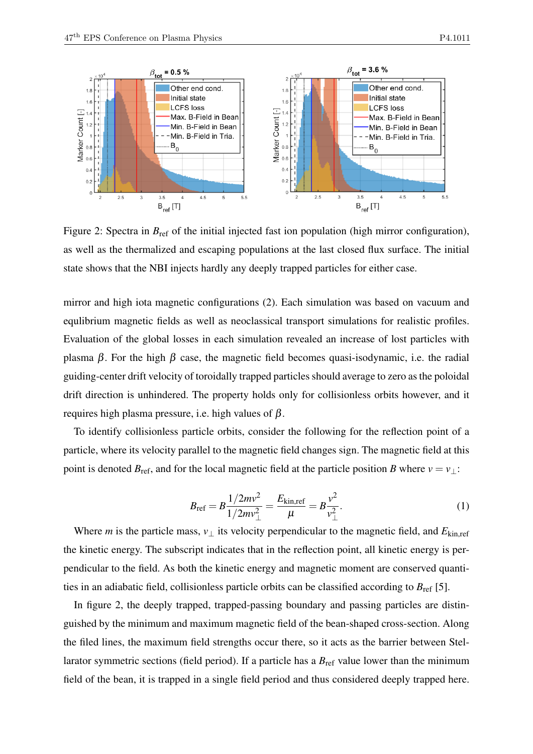Figure 2: Spectra in $B_{\text{ref}}$ of the initial injected fast ion population (high mirror configuration), as well as the thermalized and escaping populations at the last closed flux surface. The initial state shows that the NBI injects hardly any deeply trapped particles for either case.

mirror and high iota magnetic configurations (2). Each simulation was based on vacuum and equilibrium magnetic fields as well as neoclassical transport simulations for realistic profiles. Evaluation of the global losses in each simulation revealed an increase of lost particles with plasma $\beta$. For the high $\beta$ case, the magnetic field becomes quasi-isodynamic, i.e. the radial guiding-center drift velocity of toroidally trapped particles should average to zero as the poloidal drift direction is unhindered. The property holds only for collisionless orbits however, and it requires high plasma pressure, i.e. high values of $\beta$.

To identify collisionless particle orbits, consider the following for the reflection point of a particle, where its velocity parallel to the magnetic field changes sign. The magnetic field at this point is denoted $B_{\text{ref}}$, and for the local magnetic field at the particle position $B$ where $v = v_\perp$:

$$B_{\text{ref}} = B\frac{1/2mv^2}{1/2mv_\perp^2} = \frac{E_{\text{kin,ref}}}{\mu} = B\frac{v^2}{v_\perp^2}. \tag{1}$$

Where $m$ is the particle mass, $v_\perp$ its velocity perpendicular to the magnetic field, and $E_{\text{kin,ref}}$ the kinetic energy. The subscript indicates that in the reflection point, all kinetic energy is perpendicular to the field. As both the kinetic energy and magnetic moment are conserved quantities in an adiabatic field, collisionless particle orbits can be classified according to $B_{\text{ref}}$ [5].

In figure 2, the deeply trapped, trapped-passing boundary and passing particles are distinguished by the minimum and maximum magnetic field of the bean-shaped cross-section. Along the filed lines, the maximum field strengths occur there, so it acts as the barrier between Stellarator symmetric sections (field period). If a particle has a $B_{\text{ref}}$ value lower than the minimum field of the bean, it is trapped in a single field period and thus considered deeply trapped here.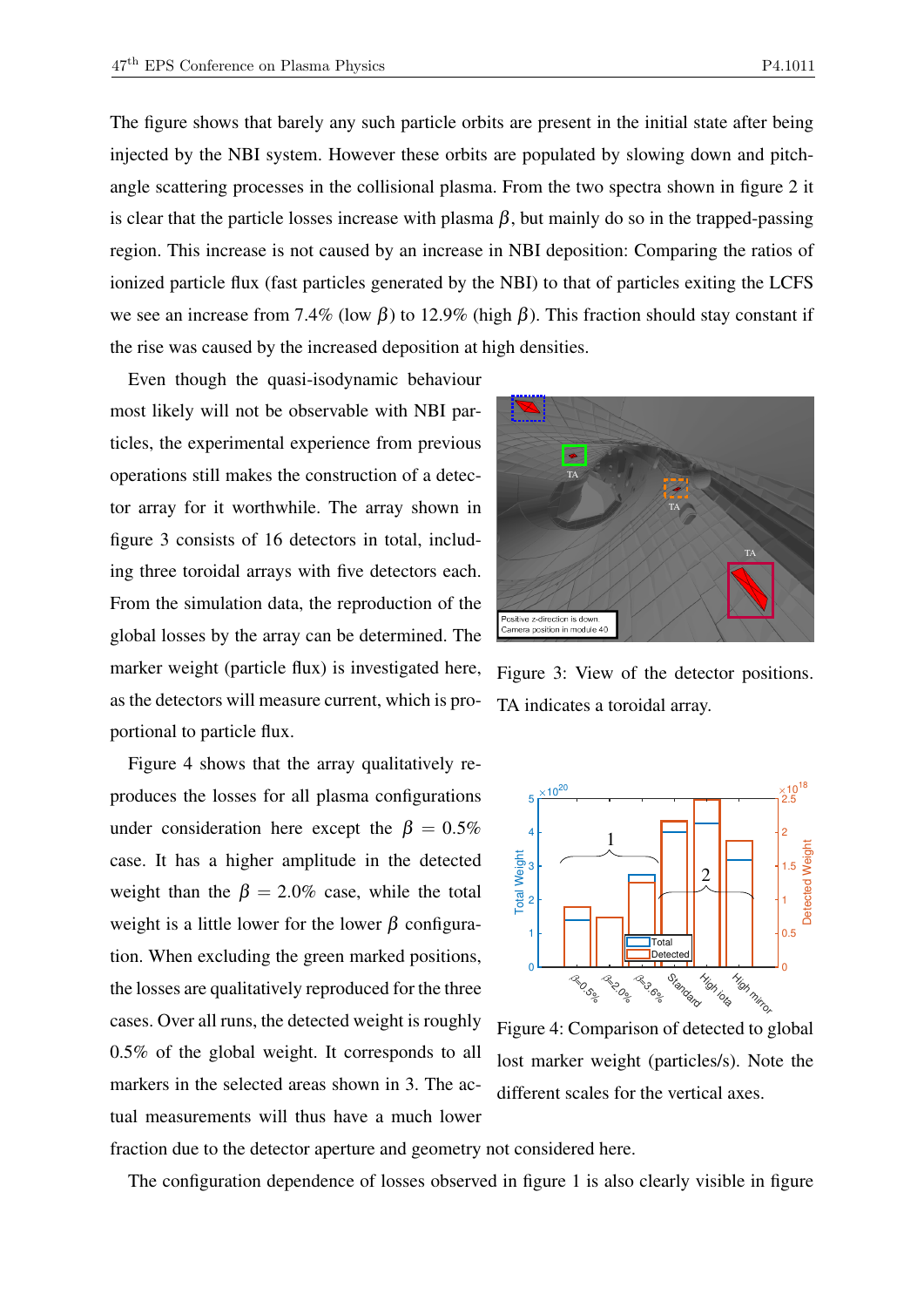The figure shows that barely any such particle orbits are present in the initial state after being injected by the NBI system. However these orbits are populated by slowing down and pitch-angle scattering processes in the collisional plasma. From the two spectra shown in figure 2 it is clear that the particle losses increase with plasma $\beta$, but mainly do so in the trapped-passing region. This increase is not caused by an increase in NBI deposition: Comparing the ratios of ionized particle flux (fast particles generated by the NBI) to that of particles exiting the LCFS we see an increase from 7.4% (low $\beta$) to 12.9% (high $\beta$). This fraction should stay constant if the rise was caused by the increased deposition at high densities.

Even though the quasi-isodynamic behaviour most likely will not be observable with NBI particles, the experimental experience from previous operations still makes the construction of a detector array for it worthwhile. The array shown in figure 3 consists of 16 detectors in total, including three toroidal arrays with five detectors each. From the simulation data, the reproduction of the global losses by the array can be determined. The marker weight (particle flux) is investigated here, as the detectors will measure current, which is proportional to particle flux.

Figure 3: View of the detector positions. TA indicates a toroidal array.

Figure 4 shows that the array qualitatively reproduces the losses for all plasma configurations under consideration here except the $\beta = 0.5\%$ case. It has a higher amplitude in the detected weight than the $\beta = 2.0\%$ case, while the total weight is a little lower for the lower $\beta$ configuration. When excluding the green marked positions, the losses are qualitatively reproduced for the three cases. Over all runs, the detected weight is roughly 0.5% of the global weight. It corresponds to all markers in the selected areas shown in 3. The actual measurements will thus have a much lower fraction due to the detector aperture and geometry not considered here.

Figure 4: Comparison of detected to global lost marker weight (particles/s). Note the different scales for the vertical axes.

The configuration dependence of losses observed in figure 1 is also clearly visible in figure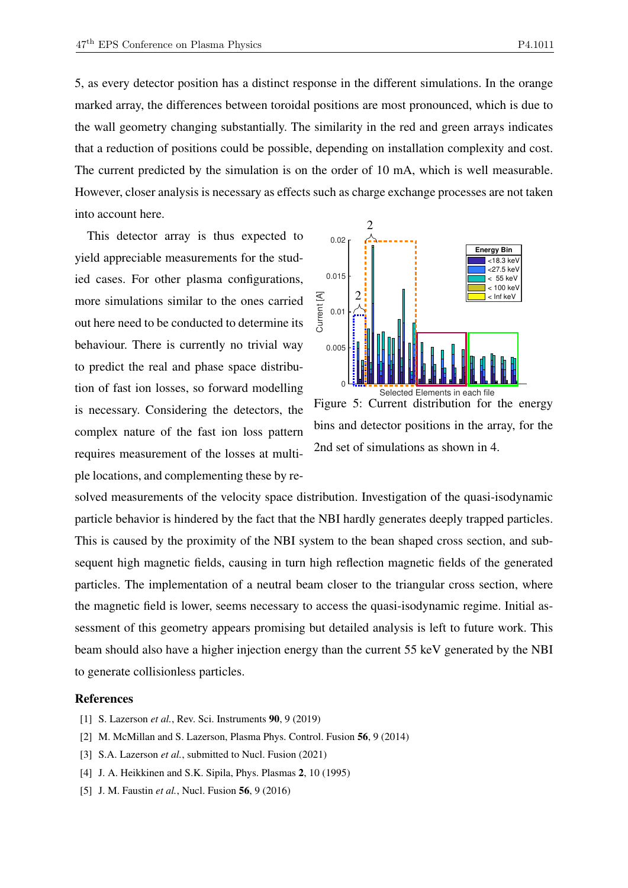5, as every detector position has a distinct response in the different simulations. In the orange marked array, the differences between toroidal positions are most pronounced, which is due to the wall geometry changing substantially. The similarity in the red and green arrays indicates that a reduction of positions could be possible, depending on installation complexity and cost. The current predicted by the simulation is on the order of 10 mA, which is well measurable. However, closer analysis is necessary as effects such as charge exchange processes are not taken into account here.

This detector array is thus expected to yield appreciable measurements for the studied cases. For other plasma configurations, more simulations similar to the ones carried out here need to be conducted to determine its behaviour. There is currently no trivial way to predict the real and phase space distribution of fast ion losses, so forward modelling is necessary. Considering the detectors, the complex nature of the fast ion loss pattern requires measurement of the losses at multiple locations, and complementing these by resolved measurements of the velocity space distribution. Investigation of the quasi-isodynamic particle behavior is hindered by the fact that the NBI hardly generates deeply trapped particles. This is caused by the proximity of the NBI system to the bean shaped cross section, and subsequent high magnetic fields, causing in turn high reflection magnetic fields of the generated particles. The implementation of a neutral beam closer to the triangular cross section, where the magnetic field is lower, seems necessary to access the quasi-isodynamic regime. Initial assessment of this geometry appears promising but detailed analysis is left to future work. This beam should also have a higher injection energy than the current 55 keV generated by the NBI to generate collisionless particles.

2
2
0.02
0.015
0.01
0.005
0
Current [A]
Selected Elements in each file
Energy Bin
<18.3 keV
<27.5 keV
< 55 keV
< 100 keV
< Inf keV

Figure 5: Current distribution for the energy bins and detector positions in the array, for the 2nd set of simulations as shown in 4.

## References

[1] S. Lazerson *et al.*, Rev. Sci. Instruments **90**, 9 (2019)

[2] M. McMillan and S. Lazerson, Plasma Phys. Control. Fusion **56**, 9 (2014)

[3] S.A. Lazerson *et al.*, submitted to Nucl. Fusion (2021)

[4] J. A. Heikkinen and S.K. Sipila, Phys. Plasmas **2**, 10 (1995)

[5] J. M. Faustin *et al.*, Nucl. Fusion **56**, 9 (2016)